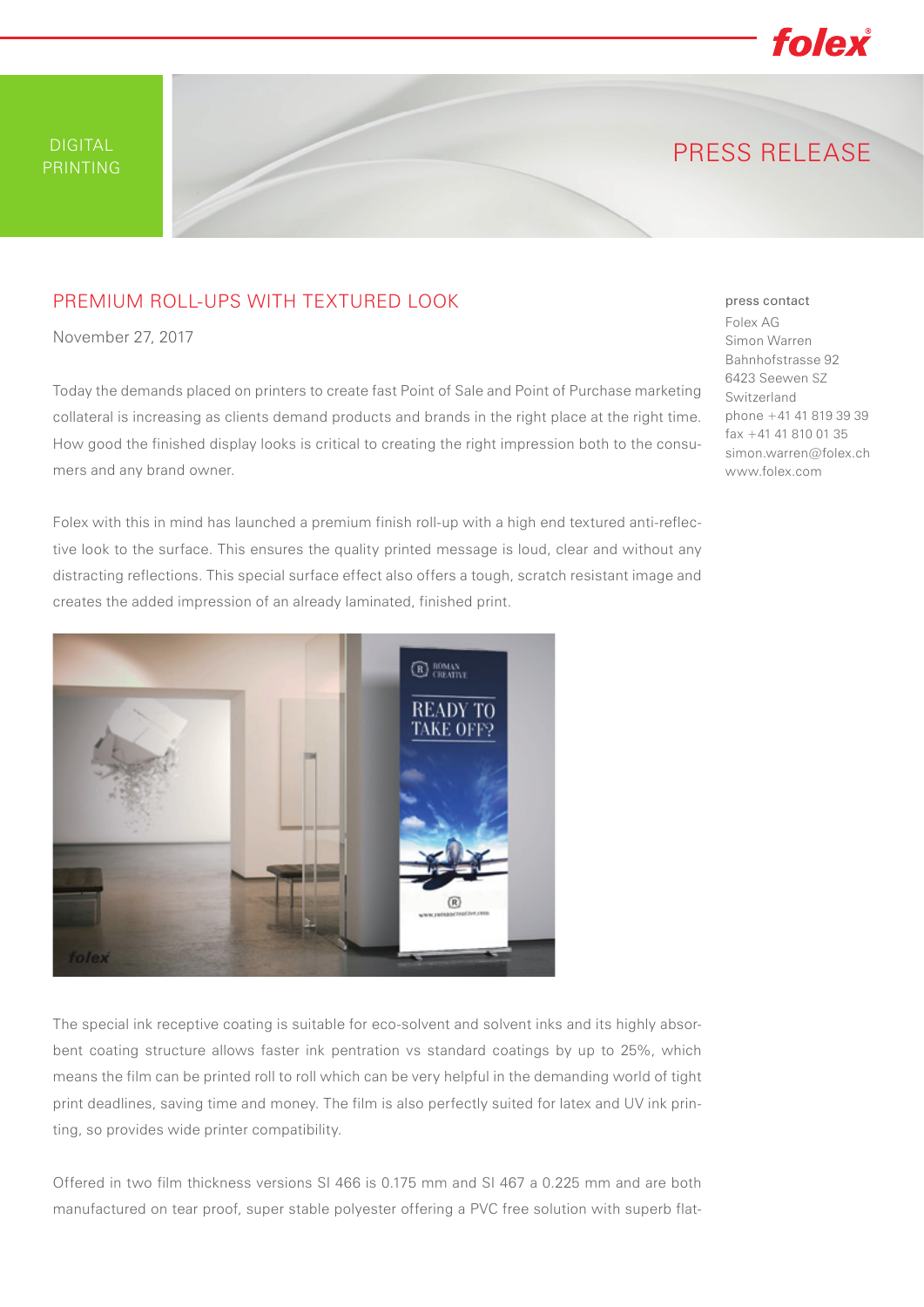DIGITAL PRINTING

# PRESS RELEASE

## PREMIUM ROLL-UPS WITH TEXTURED LOOK

November 27, 2017

**press contact**
Folex AG
Simon Warren
Bahnhofstrasse 92
6423 Seewen SZ
Switzerland
phone +41 41 819 39 39
fax +41 41 810 01 35
simon.warren@folex.ch
www.folex.com

Today the demands placed on printers to create fast Point of Sale and Point of Purchase marketing collateral is increasing as clients demand products and brands in the right place at the right time. How good the finished display looks is critical to creating the right impression both to the consumers and any brand owner.

Folex with this in mind has launched a premium finish roll-up with a high end textured anti-reflective look to the surface. This ensures the quality printed message is loud, clear and without any distracting reflections. This special surface effect also offers a tough, scratch resistant image and creates the added impression of an already laminated, finished print.

The special ink receptive coating is suitable for eco-solvent and solvent inks and its highly absorbent coating structure allows faster ink pentration vs standard coatings by up to 25%, which means the film can be printed roll to roll which can be very helpful in the demanding world of tight print deadlines, saving time and money. The film is also perfectly suited for latex and UV ink printing, so provides wide printer compatibility.

Offered in two film thickness versions SI 466 is 0.175 mm and SI 467 a 0.225 mm and are both manufactured on tear proof, super stable polyester offering a PVC free solution with superb flat-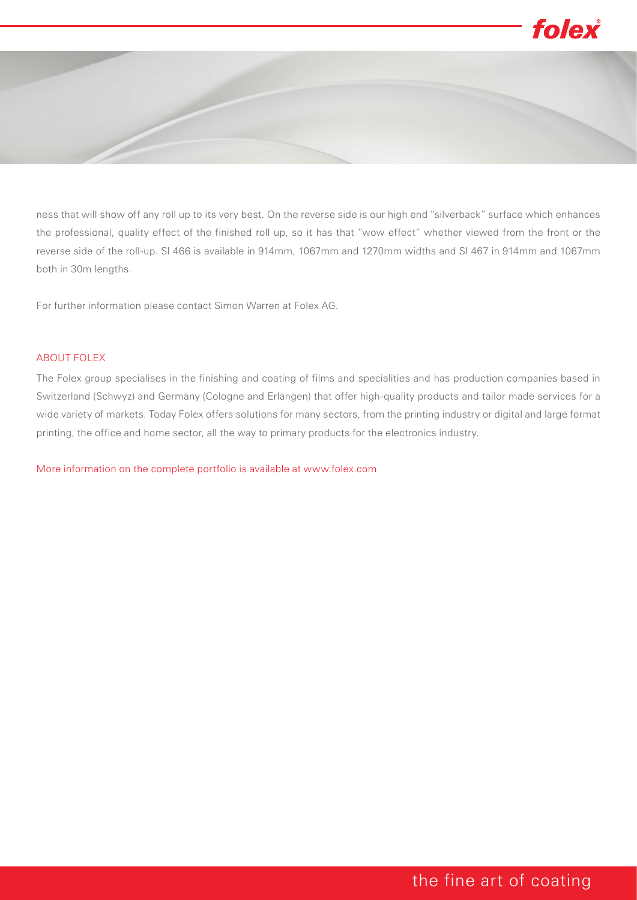ness that will show off any roll up to its very best. On the reverse side is our high end "silverback" surface which enhances the professional, quality effect of the finished roll up, so it has that "wow effect" whether viewed from the front or the reverse side of the roll-up. SI 466 is available in 914mm, 1067mm and 1270mm widths and SI 467 in 914mm and 1067mm both in 30m lengths.

For further information please contact Simon Warren at Folex AG.

## ABOUT FOLEX

The Folex group specialises in the finishing and coating of films and specialities and has production companies based in Switzerland (Schwyz) and Germany (Cologne and Erlangen) that offer high-quality products and tailor made services for a wide variety of markets. Today Folex offers solutions for many sectors, from the printing industry or digital and large format printing, the office and home sector, all the way to primary products for the electronics industry.

More information on the complete portfolio is available at www.folex.com